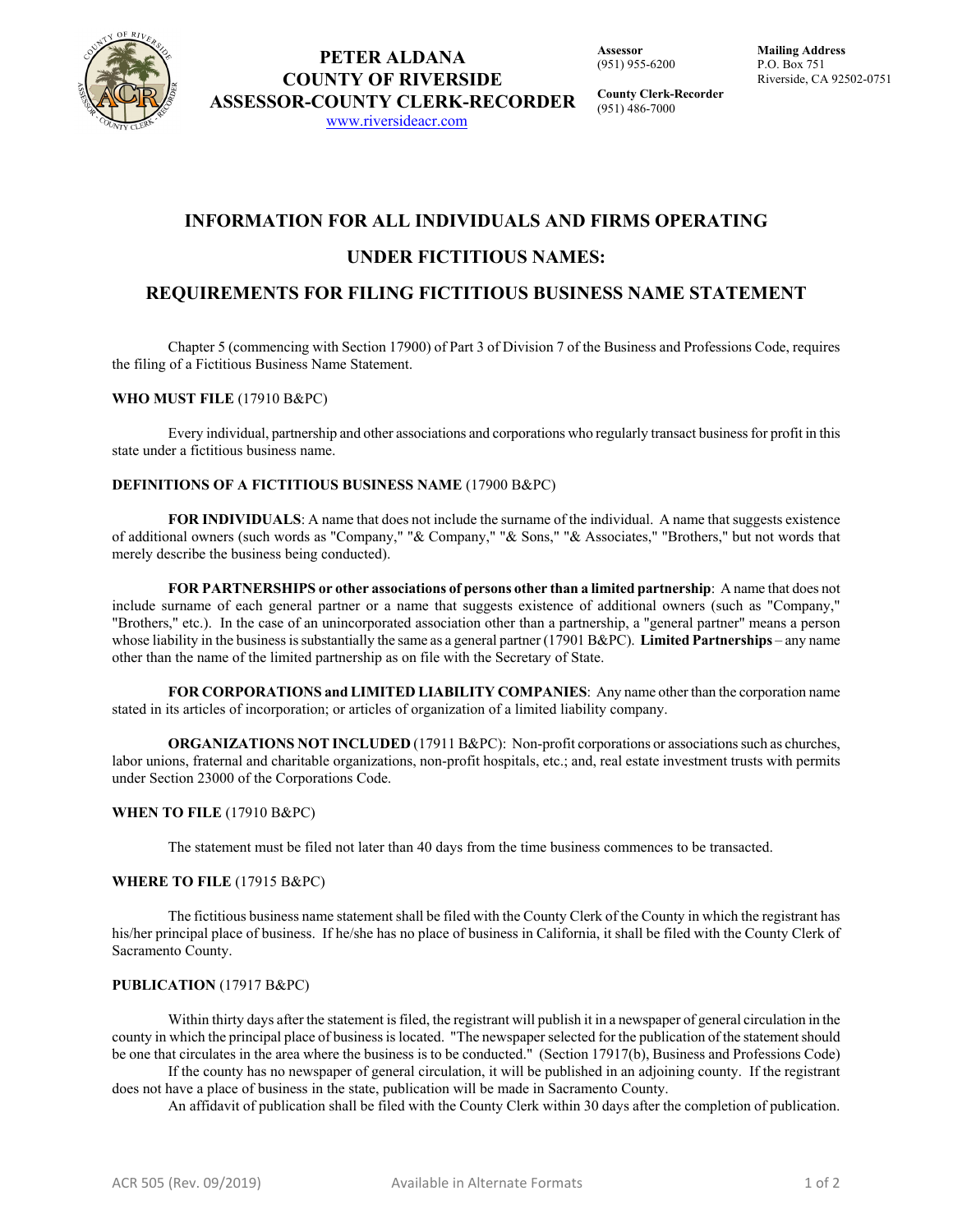**PETER ALDANA**
**COUNTY OF RIVERSIDE**
**ASSESSOR-COUNTY CLERK-RECORDER**
www.riversideacr.com

**Assessor**
(951) 955-6200

**County Clerk-Recorder**
(951) 486-7000

**Mailing Address**
P.O. Box 751
Riverside, CA 92502-0751

# INFORMATION FOR ALL INDIVIDUALS AND FIRMS OPERATING UNDER FICTITIOUS NAMES:

# REQUIREMENTS FOR FILING FICTITIOUS BUSINESS NAME STATEMENT

Chapter 5 (commencing with Section 17900) of Part 3 of Division 7 of the Business and Professions Code, requires the filing of a Fictitious Business Name Statement.

**WHO MUST FILE** (17910 B&PC)

Every individual, partnership and other associations and corporations who regularly transact business for profit in this state under a fictitious business name.

**DEFINITIONS OF A FICTITIOUS BUSINESS NAME** (17900 B&PC)

**FOR INDIVIDUALS**: A name that does not include the surname of the individual. A name that suggests existence of additional owners (such words as "Company," "& Company," "& Sons," "& Associates," "Brothers," but not words that merely describe the business being conducted).

**FOR PARTNERSHIPS or other associations of persons other than a limited partnership**: A name that does not include surname of each general partner or a name that suggests existence of additional owners (such as "Company," "Brothers," etc.). In the case of an unincorporated association other than a partnership, a "general partner" means a person whose liability in the business is substantially the same as a general partner (17901 B&PC). **Limited Partnerships** – any name other than the name of the limited partnership as on file with the Secretary of State.

**FOR CORPORATIONS and LIMITED LIABILITY COMPANIES**: Any name other than the corporation name stated in its articles of incorporation; or articles of organization of a limited liability company.

**ORGANIZATIONS NOT INCLUDED** (17911 B&PC): Non-profit corporations or associations such as churches, labor unions, fraternal and charitable organizations, non-profit hospitals, etc.; and, real estate investment trusts with permits under Section 23000 of the Corporations Code.

**WHEN TO FILE** (17910 B&PC)

The statement must be filed not later than 40 days from the time business commences to be transacted.

**WHERE TO FILE** (17915 B&PC)

The fictitious business name statement shall be filed with the County Clerk of the County in which the registrant has his/her principal place of business. If he/she has no place of business in California, it shall be filed with the County Clerk of Sacramento County.

**PUBLICATION** (17917 B&PC)

Within thirty days after the statement is filed, the registrant will publish it in a newspaper of general circulation in the county in which the principal place of business is located. "The newspaper selected for the publication of the statement should be one that circulates in the area where the business is to be conducted." (Section 17917(b), Business and Professions Code)

If the county has no newspaper of general circulation, it will be published in an adjoining county. If the registrant does not have a place of business in the state, publication will be made in Sacramento County.

An affidavit of publication shall be filed with the County Clerk within 30 days after the completion of publication.

ACR 505 (Rev. 09/2019) Available in Alternate Formats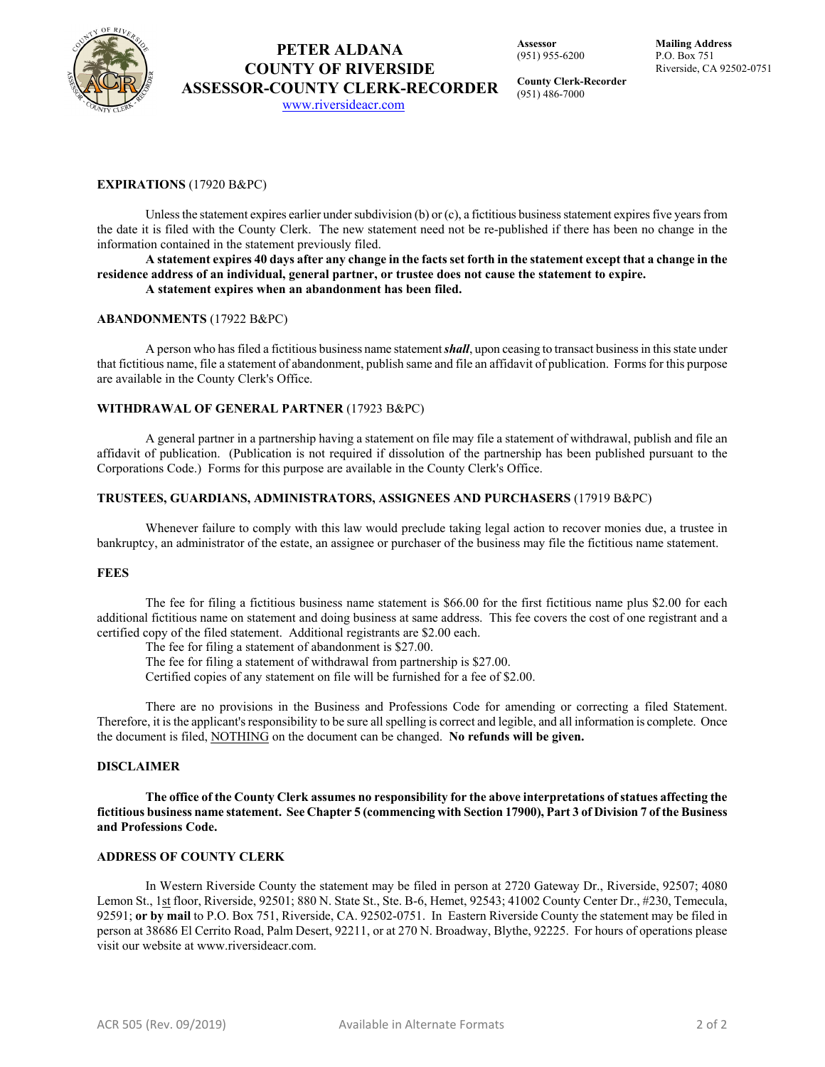# PETER ALDANA
## COUNTY OF RIVERSIDE
## ASSESSOR-COUNTY CLERK-RECORDER

www.riversideacr.com

**Assessor**
(951) 955-6200

**County Clerk-Recorder**
(951) 486-7000

**Mailing Address**
P.O. Box 751
Riverside, CA 92502-0751

**EXPIRATIONS** (17920 B&PC)

Unless the statement expires earlier under subdivision (b) or (c), a fictitious business statement expires five years from the date it is filed with the County Clerk. The new statement need not be re-published if there has been no change in the information contained in the statement previously filed.

**A statement expires 40 days after any change in the facts set forth in the statement except that a change in the residence address of an individual, general partner, or trustee does not cause the statement to expire.**

**A statement expires when an abandonment has been filed.**

**ABANDONMENTS** (17922 B&PC)

A person who has filed a fictitious business name statement ***shall***, upon ceasing to transact business in this state under that fictitious name, file a statement of abandonment, publish same and file an affidavit of publication. Forms for this purpose are available in the County Clerk's Office.

**WITHDRAWAL OF GENERAL PARTNER** (17923 B&PC)

A general partner in a partnership having a statement on file may file a statement of withdrawal, publish and file an affidavit of publication. (Publication is not required if dissolution of the partnership has been published pursuant to the Corporations Code.) Forms for this purpose are available in the County Clerk's Office.

**TRUSTEES, GUARDIANS, ADMINISTRATORS, ASSIGNEES AND PURCHASERS** (17919 B&PC)

Whenever failure to comply with this law would preclude taking legal action to recover monies due, a trustee in bankruptcy, an administrator of the estate, an assignee or purchaser of the business may file the fictitious name statement.

**FEES**

The fee for filing a fictitious business name statement is $66.00 for the first fictitious name plus $2.00 for each additional fictitious name on statement and doing business at same address. This fee covers the cost of one registrant and a certified copy of the filed statement. Additional registrants are $2.00 each.

The fee for filing a statement of abandonment is $27.00.

The fee for filing a statement of withdrawal from partnership is $27.00.

Certified copies of any statement on file will be furnished for a fee of $2.00.

There are no provisions in the Business and Professions Code for amending or correcting a filed Statement. Therefore, it is the applicant's responsibility to be sure all spelling is correct and legible, and all information is complete. Once the document is filed, NOTHING on the document can be changed. **No refunds will be given.**

**DISCLAIMER**

**The office of the County Clerk assumes no responsibility for the above interpretations of statues affecting the fictitious business name statement. See Chapter 5 (commencing with Section 17900), Part 3 of Division 7 of the Business and Professions Code.**

**ADDRESS OF COUNTY CLERK**

In Western Riverside County the statement may be filed in person at 2720 Gateway Dr., Riverside, 92507; 4080 Lemon St., 1st floor, Riverside, 92501; 880 N. State St., Ste. B-6, Hemet, 92543; 41002 County Center Dr., #230, Temecula, 92591; **or by mail** to P.O. Box 751, Riverside, CA. 92502-0751. In Eastern Riverside County the statement may be filed in person at 38686 El Cerrito Road, Palm Desert, 92211, or at 270 N. Broadway, Blythe, 92225. For hours of operations please visit our website at www.riversideacr.com.

ACR 505 (Rev. 09/2019) Available in Alternate Formats